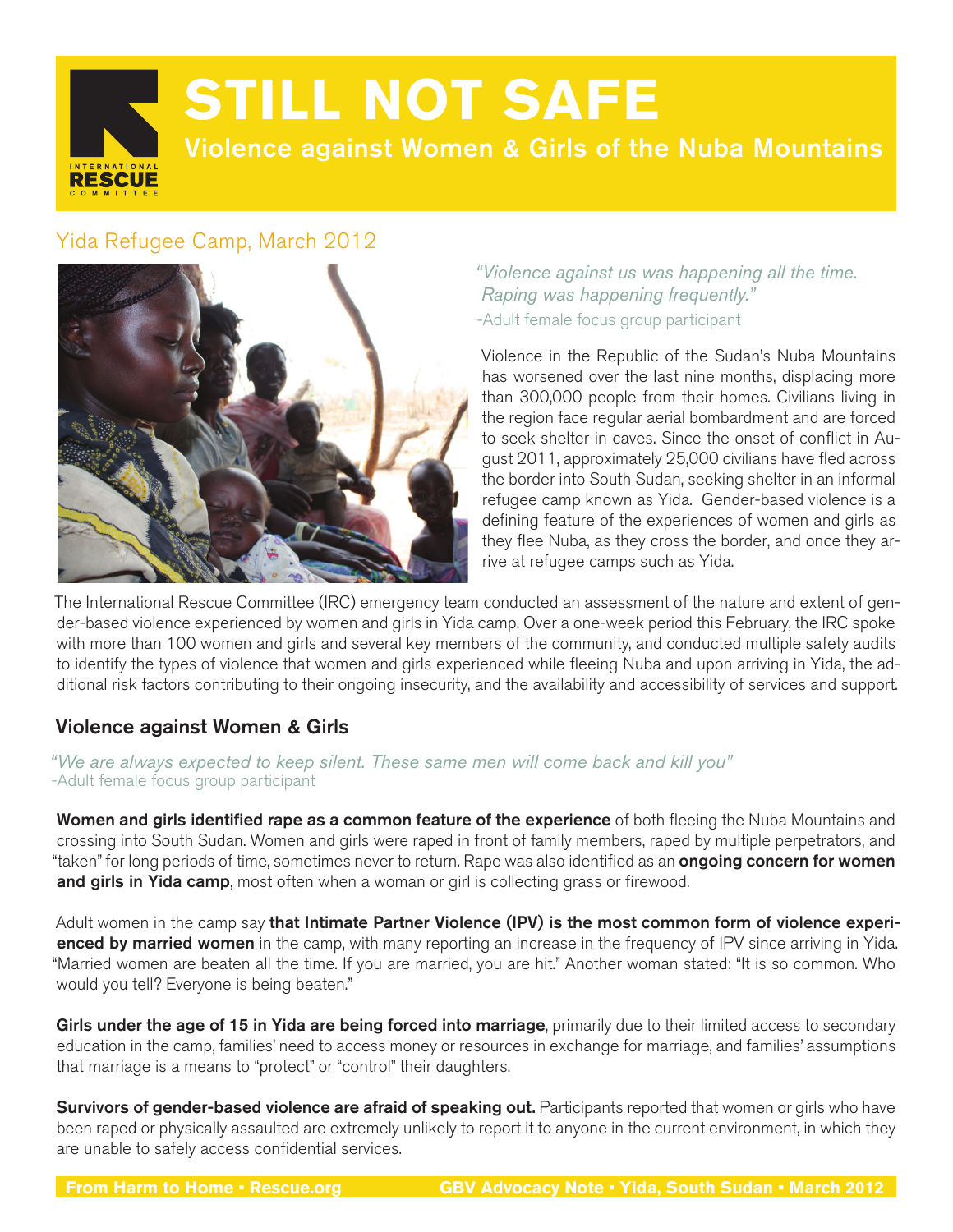# STILL NOT SAFE

## Violence against Women & Girls of the Nuba Mountains

Yida Refugee Camp, March 2012

*"Violence against us was happening all the time. Raping was happening frequently."*
-Adult female focus group participant

Violence in the Republic of the Sudan's Nuba Mountains has worsened over the last nine months, displacing more than 300,000 people from their homes. Civilians living in the region face regular aerial bombardment and are forced to seek shelter in caves. Since the onset of conflict in August 2011, approximately 25,000 civilians have fled across the border into South Sudan, seeking shelter in an informal refugee camp known as Yida. Gender-based violence is a defining feature of the experiences of women and girls as they flee Nuba, as they cross the border, and once they arrive at refugee camps such as Yida.

The International Rescue Committee (IRC) emergency team conducted an assessment of the nature and extent of gender-based violence experienced by women and girls in Yida camp. Over a one-week period this February, the IRC spoke with more than 100 women and girls and several key members of the community, and conducted multiple safety audits to identify the types of violence that women and girls experienced while fleeing Nuba and upon arriving in Yida, the additional risk factors contributing to their ongoing insecurity, and the availability and accessibility of services and support.

## Violence against Women & Girls

*"We are always expected to keep silent. These same men will come back and kill you"*
-Adult female focus group participant

**Women and girls identified rape as a common feature of the experience** of both fleeing the Nuba Mountains and crossing into South Sudan. Women and girls were raped in front of family members, raped by multiple perpetrators, and "taken" for long periods of time, sometimes never to return. Rape was also identified as an **ongoing concern for women and girls in Yida camp**, most often when a woman or girl is collecting grass or firewood.

Adult women in the camp say **that Intimate Partner Violence (IPV) is the most common form of violence experienced by married women** in the camp, with many reporting an increase in the frequency of IPV since arriving in Yida. "Married women are beaten all the time. If you are married, you are hit." Another woman stated: "It is so common. Who would you tell? Everyone is being beaten."

**Girls under the age of 15 in Yida are being forced into marriage**, primarily due to their limited access to secondary education in the camp, families' need to access money or resources in exchange for marriage, and families' assumptions that marriage is a means to "protect" or "control" their daughters.

**Survivors of gender-based violence are afraid of speaking out.** Participants reported that women or girls who have been raped or physically assaulted are extremely unlikely to report it to anyone in the current environment, in which they are unable to safely access confidential services.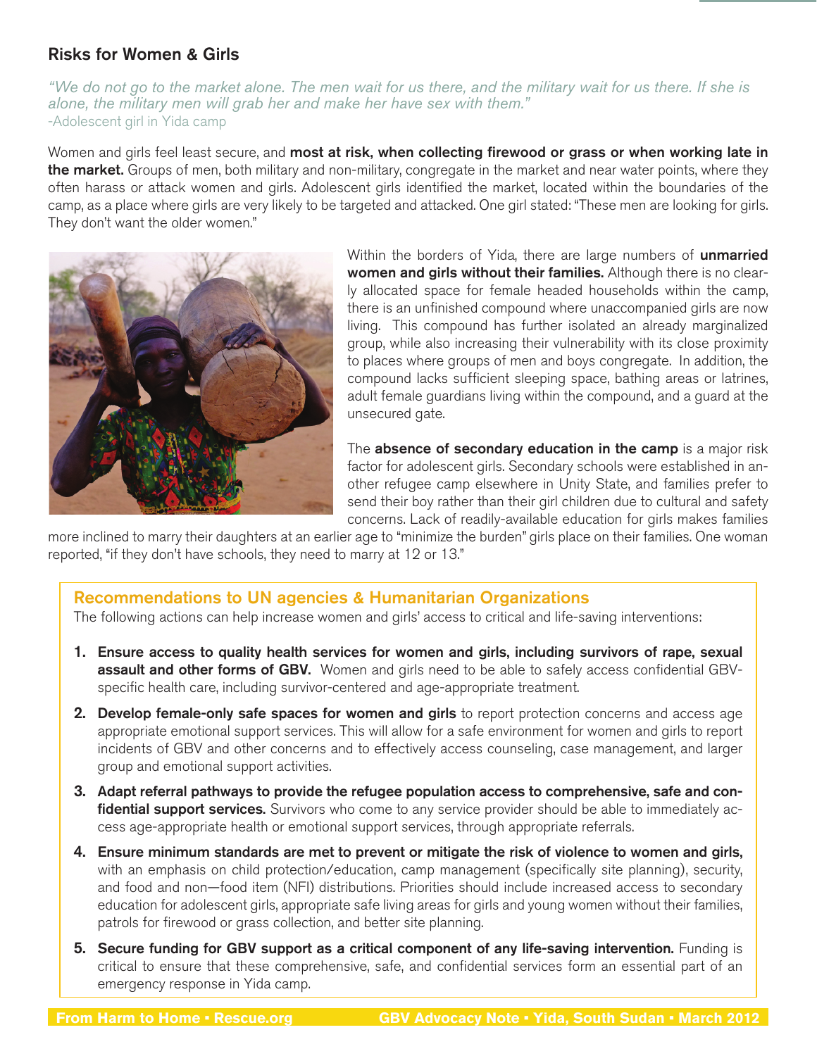## Risks for Women & Girls

*"We do not go to the market alone. The men wait for us there, and the military wait for us there. If she is alone, the military men will grab her and make her have sex with them."*
-Adolescent girl in Yida camp

Women and girls feel least secure, and **most at risk, when collecting firewood or grass or when working late in the market.** Groups of men, both military and non-military, congregate in the market and near water points, where they often harass or attack women and girls. Adolescent girls identified the market, located within the boundaries of the camp, as a place where girls are very likely to be targeted and attacked. One girl stated: "These men are looking for girls. They don't want the older women."

Within the borders of Yida, there are large numbers of **unmarried women and girls without their families.** Although there is no clearly allocated space for female headed households within the camp, there is an unfinished compound where unaccompanied girls are now living. This compound has further isolated an already marginalized group, while also increasing their vulnerability with its close proximity to places where groups of men and boys congregate. In addition, the compound lacks sufficient sleeping space, bathing areas or latrines, adult female guardians living within the compound, and a guard at the unsecured gate.

The **absence of secondary education in the camp** is a major risk factor for adolescent girls. Secondary schools were established in another refugee camp elsewhere in Unity State, and families prefer to send their boy rather than their girl children due to cultural and safety concerns. Lack of readily-available education for girls makes families more inclined to marry their daughters at an earlier age to "minimize the burden" girls place on their families. One woman reported, "if they don't have schools, they need to marry at 12 or 13."

### Recommendations to UN agencies & Humanitarian Organizations

The following actions can help increase women and girls' access to critical and life-saving interventions:

1. **Ensure access to quality health services for women and girls, including survivors of rape, sexual assault and other forms of GBV.** Women and girls need to be able to safely access confidential GBV-specific health care, including survivor-centered and age-appropriate treatment.
2. **Develop female-only safe spaces for women and girls** to report protection concerns and access age appropriate emotional support services. This will allow for a safe environment for women and girls to report incidents of GBV and other concerns and to effectively access counseling, case management, and larger group and emotional support activities.
3. **Adapt referral pathways to provide the refugee population access to comprehensive, safe and confidential support services.** Survivors who come to any service provider should be able to immediately access age-appropriate health or emotional support services, through appropriate referrals.
4. **Ensure minimum standards are met to prevent or mitigate the risk of violence to women and girls,** with an emphasis on child protection/education, camp management (specifically site planning), security, and food and non—food item (NFI) distributions. Priorities should include increased access to secondary education for adolescent girls, appropriate safe living areas for girls and young women without their families, patrols for firewood or grass collection, and better site planning.
5. **Secure funding for GBV support as a critical component of any life-saving intervention.** Funding is critical to ensure that these comprehensive, safe, and confidential services form an essential part of an emergency response in Yida camp.